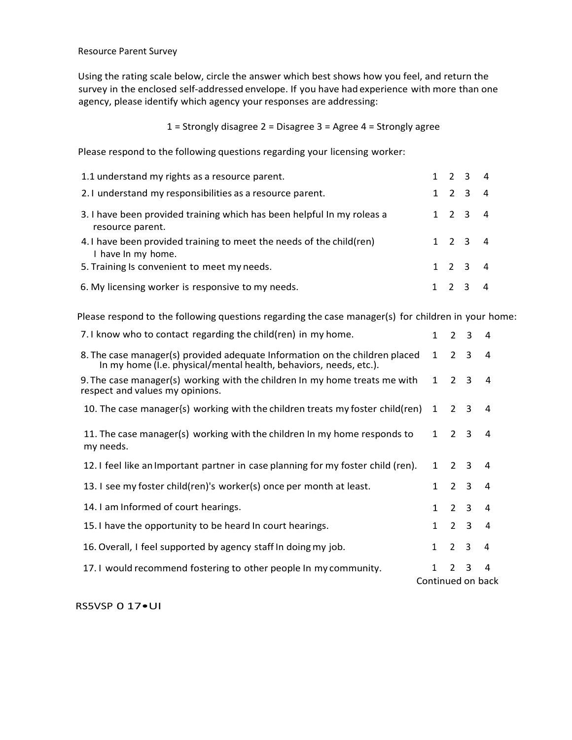Resource Parent Survey

Using the rating scale below, circle the answer which best shows how you feel, and return the survey in the enclosed self-addressed envelope. If you have had experience with more than one agency, please identify which agency your responses are addressing:

1 = Strongly disagree 2 = Disagree 3 = Agree 4 = Strongly agree

Please respond to the following questions regarding your licensing worker:

| | | | | |
|---|---|---|---|---|
| 1.1 understand my rights as a resource parent. | 1 | 2 | 3 | 4 |
| 2. I understand my responsibilities as a resource parent. | 1 | 2 | 3 | 4 |
| 3. I have been provided training which has been helpful In my roleas a resource parent. | 1 | 2 | 3 | 4 |
| 4. I have been provided training to meet the needs of the child(ren) I have In my home. | 1 | 2 | 3 | 4 |
| 5. Training Is convenient to meet my needs. | 1 | 2 | 3 | 4 |
| 6. My licensing worker is responsive to my needs. | 1 | 2 | 3 | 4 |

Please respond to the following questions regarding the case manager(s) for children in your home:

| | | | | |
|---|---|---|---|---|
| 7. I know who to contact regarding the child(ren) in my home. | 1 | 2 | 3 | 4 |
| 8. The case manager(s) provided adequate Information on the children placed In my home (I.e. physical/mental health, behaviors, needs, etc.). | 1 | 2 | 3 | 4 |
| 9. The case manager(s) working with the children In my home treats me with respect and values my opinions. | 1 | 2 | 3 | 4 |
| 10. The case manager{s) working with the children treats my foster child(ren) | 1 | 2 | 3 | 4 |
| 11. The case manager(s) working with the children In my home responds to my needs. | 1 | 2 | 3 | 4 |
| 12. I feel like an Important partner in case planning for my foster child (ren). | 1 | 2 | 3 | 4 |
| 13. I see my foster child(ren)'s worker(s) once per month at least. | 1 | 2 | 3 | 4 |
| 14. I am Informed of court hearings. | 1 | 2 | 3 | 4 |
| 15. I have the opportunity to be heard In court hearings. | 1 | 2 | 3 | 4 |
| 16. Overall, I feel supported by agency staff In doing my job. | 1 | 2 | 3 | 4 |
| 17. I would recommend fostering to other people In my community. | 1 | 2 | 3 | 4 |

Continued on back

RS5VSP O 17•UI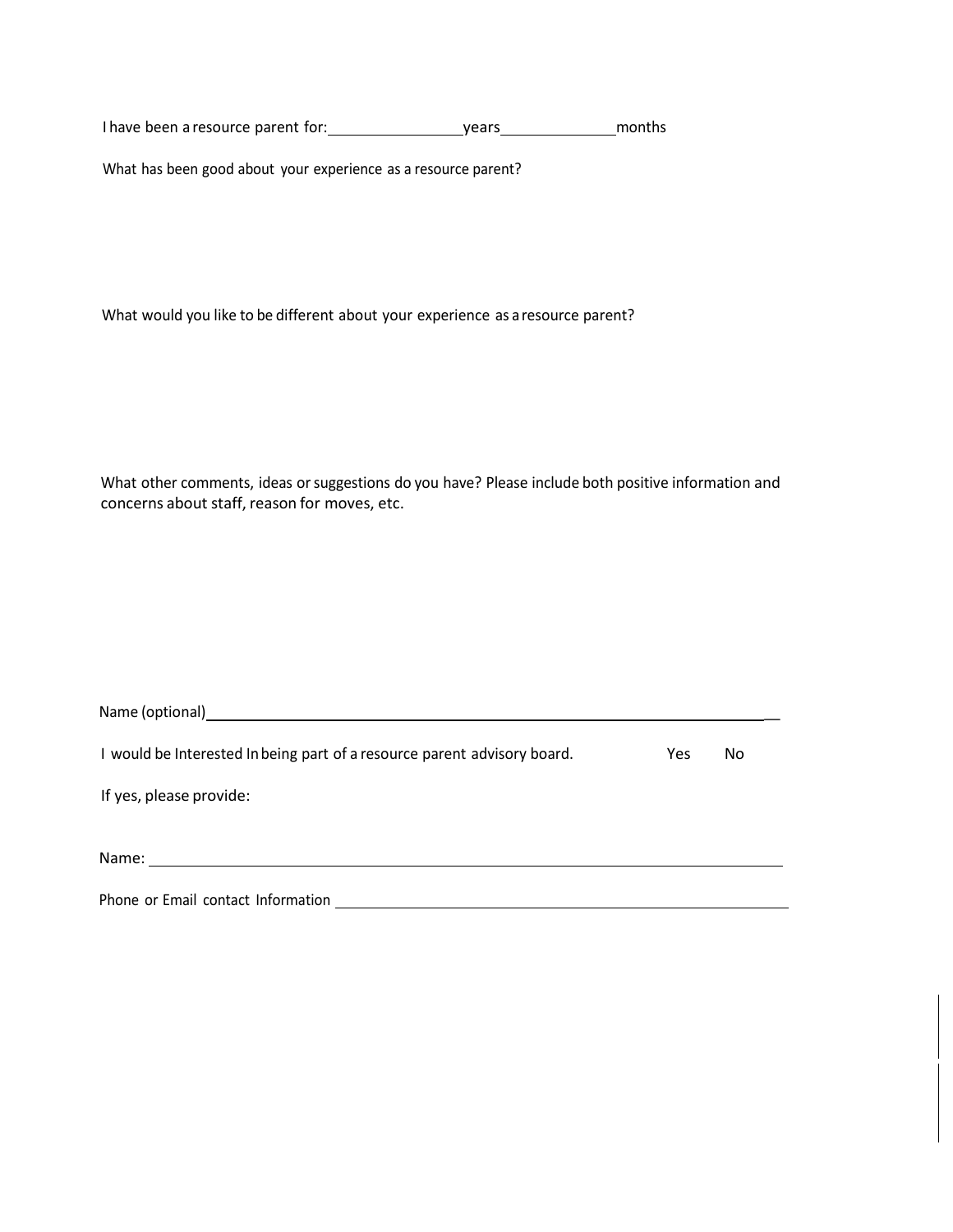I have been a resource parent for: ________________ years ______________ months

What has been good about your experience as a resource parent?

What would you like to be different about your experience as a resource parent?

What other comments, ideas or suggestions do you have? Please include both positive information and concerns about staff, reason for moves, etc.

Name (optional) ______________________________________________________________

I would be Interested In being part of a resource parent advisory board. Yes No

If yes, please provide:

Name: ______________________________________________________________

Phone or Email contact Information ______________________________________________